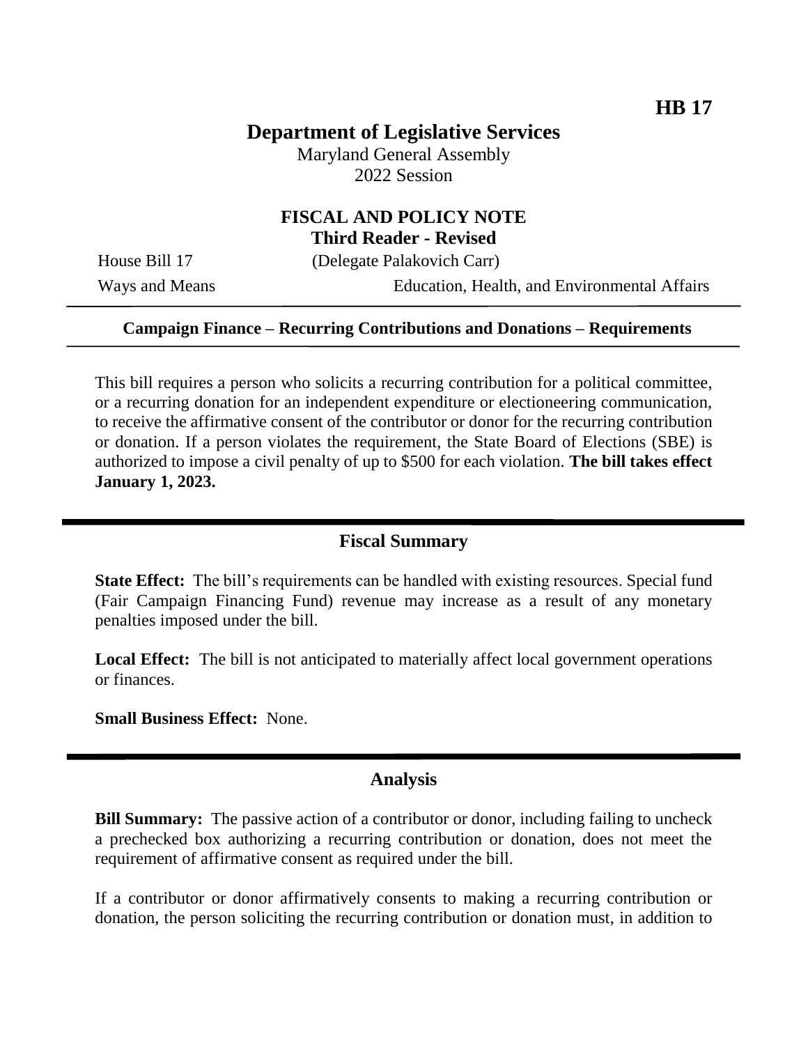**HB 17**

# Department of Legislative Services

Maryland General Assembly
2022 Session

## FISCAL AND POLICY NOTE
**Third Reader - Revised**

House Bill 17 (Delegate Palakovich Carr)
Ways and Means Education, Health, and Environmental Affairs

---

**Campaign Finance – Recurring Contributions and Donations – Requirements**

---

This bill requires a person who solicits a recurring contribution for a political committee, or a recurring donation for an independent expenditure or electioneering communication, to receive the affirmative consent of the contributor or donor for the recurring contribution or donation. If a person violates the requirement, the State Board of Elections (SBE) is authorized to impose a civil penalty of up to $500 for each violation. **The bill takes effect January 1, 2023.**

---

## Fiscal Summary

**State Effect:** The bill's requirements can be handled with existing resources. Special fund (Fair Campaign Financing Fund) revenue may increase as a result of any monetary penalties imposed under the bill.

**Local Effect:** The bill is not anticipated to materially affect local government operations or finances.

**Small Business Effect:** None.

---

## Analysis

**Bill Summary:** The passive action of a contributor or donor, including failing to uncheck a prechecked box authorizing a recurring contribution or donation, does not meet the requirement of affirmative consent as required under the bill.

If a contributor or donor affirmatively consents to making a recurring contribution or donation, the person soliciting the recurring contribution or donation must, in addition to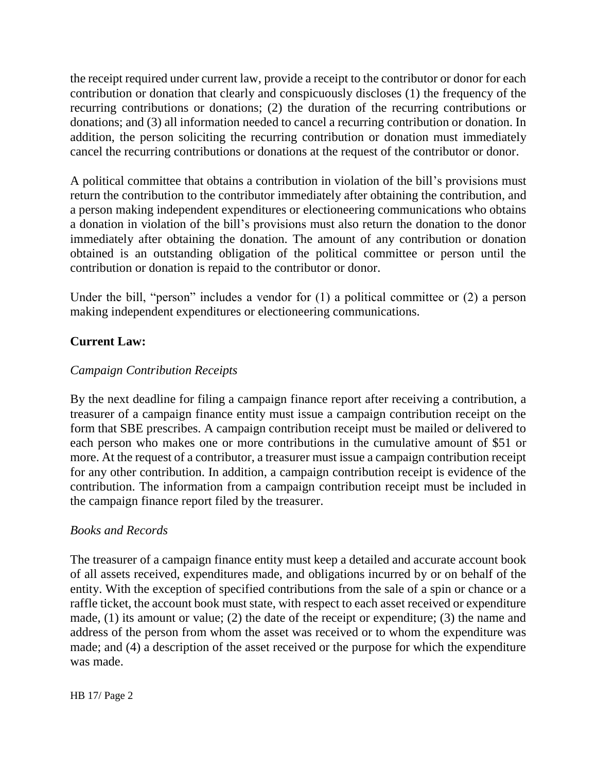the receipt required under current law, provide a receipt to the contributor or donor for each contribution or donation that clearly and conspicuously discloses (1) the frequency of the recurring contributions or donations; (2) the duration of the recurring contributions or donations; and (3) all information needed to cancel a recurring contribution or donation. In addition, the person soliciting the recurring contribution or donation must immediately cancel the recurring contributions or donations at the request of the contributor or donor.

A political committee that obtains a contribution in violation of the bill's provisions must return the contribution to the contributor immediately after obtaining the contribution, and a person making independent expenditures or electioneering communications who obtains a donation in violation of the bill's provisions must also return the donation to the donor immediately after obtaining the donation. The amount of any contribution or donation obtained is an outstanding obligation of the political committee or person until the contribution or donation is repaid to the contributor or donor.

Under the bill, "person" includes a vendor for (1) a political committee or (2) a person making independent expenditures or electioneering communications.

**Current Law:**

*Campaign Contribution Receipts*

By the next deadline for filing a campaign finance report after receiving a contribution, a treasurer of a campaign finance entity must issue a campaign contribution receipt on the form that SBE prescribes. A campaign contribution receipt must be mailed or delivered to each person who makes one or more contributions in the cumulative amount of $51 or more. At the request of a contributor, a treasurer must issue a campaign contribution receipt for any other contribution. In addition, a campaign contribution receipt is evidence of the contribution. The information from a campaign contribution receipt must be included in the campaign finance report filed by the treasurer.

*Books and Records*

The treasurer of a campaign finance entity must keep a detailed and accurate account book of all assets received, expenditures made, and obligations incurred by or on behalf of the entity. With the exception of specified contributions from the sale of a spin or chance or a raffle ticket, the account book must state, with respect to each asset received or expenditure made, (1) its amount or value; (2) the date of the receipt or expenditure; (3) the name and address of the person from whom the asset was received or to whom the expenditure was made; and (4) a description of the asset received or the purpose for which the expenditure was made.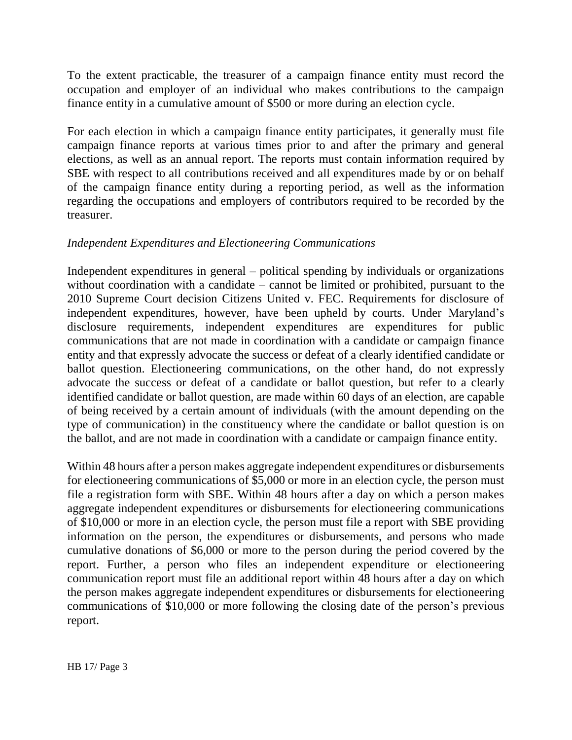To the extent practicable, the treasurer of a campaign finance entity must record the occupation and employer of an individual who makes contributions to the campaign finance entity in a cumulative amount of $500 or more during an election cycle.

For each election in which a campaign finance entity participates, it generally must file campaign finance reports at various times prior to and after the primary and general elections, as well as an annual report. The reports must contain information required by SBE with respect to all contributions received and all expenditures made by or on behalf of the campaign finance entity during a reporting period, as well as the information regarding the occupations and employers of contributors required to be recorded by the treasurer.

*Independent Expenditures and Electioneering Communications*

Independent expenditures in general – political spending by individuals or organizations without coordination with a candidate – cannot be limited or prohibited, pursuant to the 2010 Supreme Court decision Citizens United v. FEC. Requirements for disclosure of independent expenditures, however, have been upheld by courts. Under Maryland's disclosure requirements, independent expenditures are expenditures for public communications that are not made in coordination with a candidate or campaign finance entity and that expressly advocate the success or defeat of a clearly identified candidate or ballot question. Electioneering communications, on the other hand, do not expressly advocate the success or defeat of a candidate or ballot question, but refer to a clearly identified candidate or ballot question, are made within 60 days of an election, are capable of being received by a certain amount of individuals (with the amount depending on the type of communication) in the constituency where the candidate or ballot question is on the ballot, and are not made in coordination with a candidate or campaign finance entity.

Within 48 hours after a person makes aggregate independent expenditures or disbursements for electioneering communications of $5,000 or more in an election cycle, the person must file a registration form with SBE. Within 48 hours after a day on which a person makes aggregate independent expenditures or disbursements for electioneering communications of $10,000 or more in an election cycle, the person must file a report with SBE providing information on the person, the expenditures or disbursements, and persons who made cumulative donations of $6,000 or more to the person during the period covered by the report. Further, a person who files an independent expenditure or electioneering communication report must file an additional report within 48 hours after a day on which the person makes aggregate independent expenditures or disbursements for electioneering communications of $10,000 or more following the closing date of the person's previous report.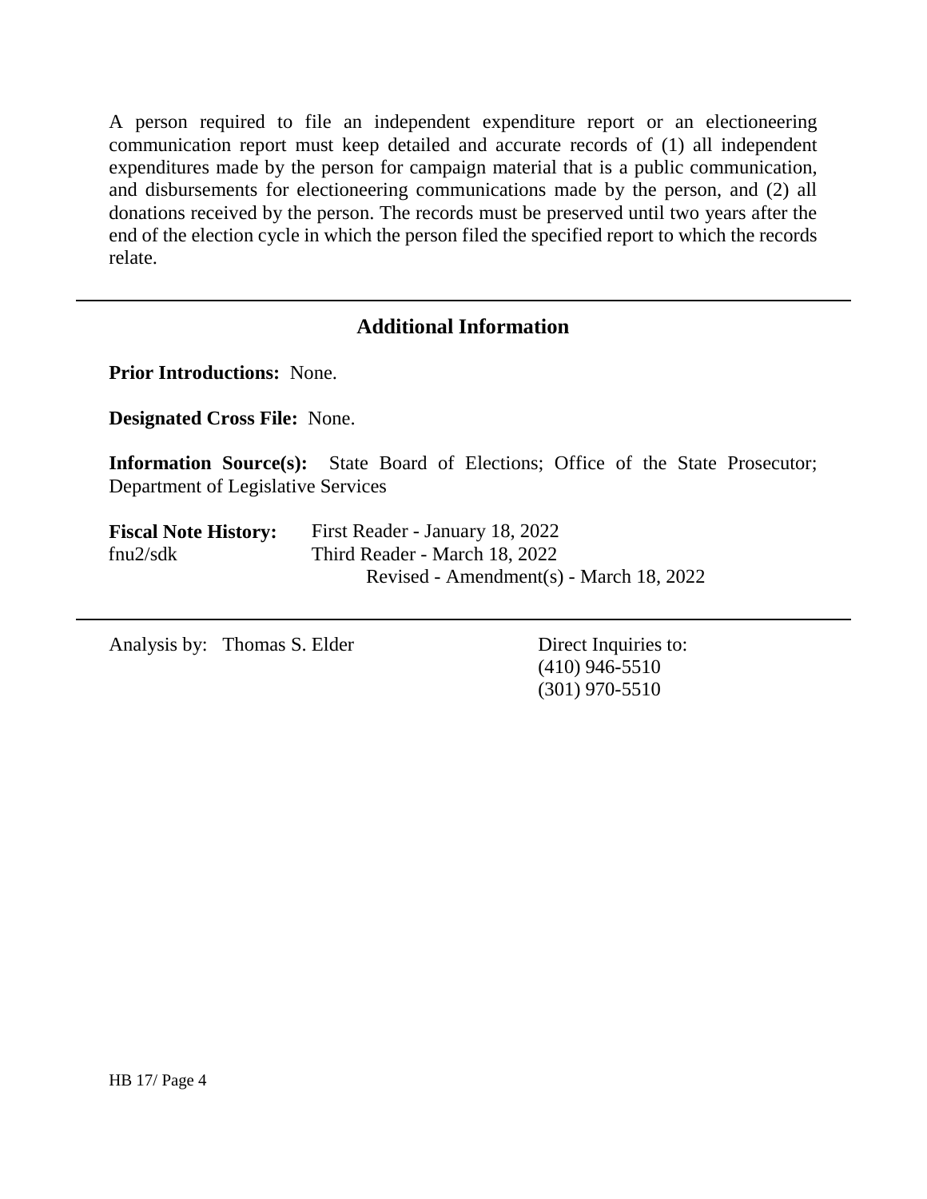A person required to file an independent expenditure report or an electioneering communication report must keep detailed and accurate records of (1) all independent expenditures made by the person for campaign material that is a public communication, and disbursements for electioneering communications made by the person, and (2) all donations received by the person. The records must be preserved until two years after the end of the election cycle in which the person filed the specified report to which the records relate.

---

## Additional Information

**Prior Introductions:** None.

**Designated Cross File:** None.

**Information Source(s):** State Board of Elections; Office of the State Prosecutor; Department of Legislative Services

**Fiscal Note History:** First Reader - January 18, 2022
fnu2/sdk Third Reader - March 18, 2022
Revised - Amendment(s) - March 18, 2022

---

Analysis by: Thomas S. Elder

Direct Inquiries to:
(410) 946-5510
(301) 970-5510